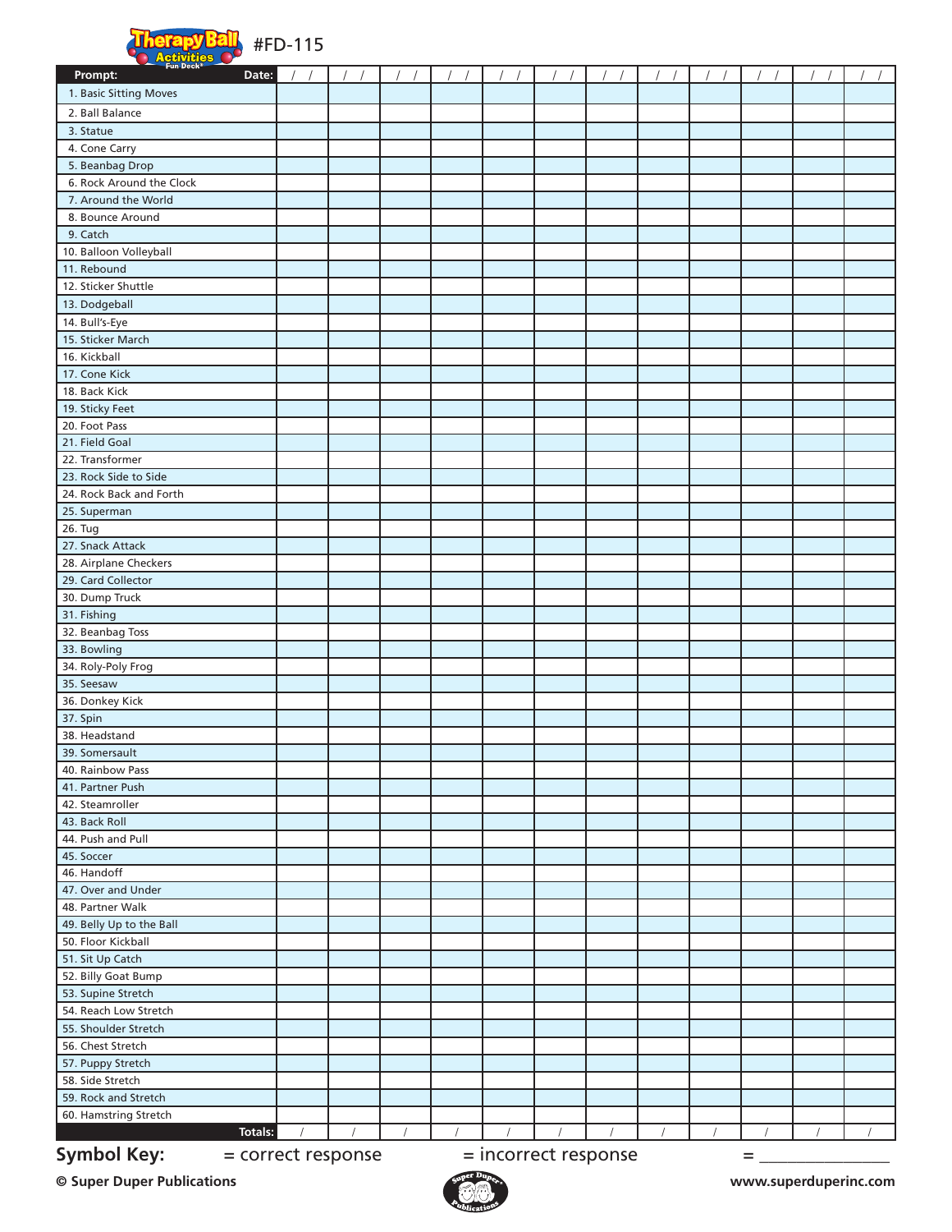# Therapy Ball Activities Fun Deck® #FD-115

| Prompt: Date: | / / | / / | / / | / / | / / | / / | / / | / / | / / | / / | / / | / / |
|---|---|---|---|---|---|---|---|---|---|---|---|---|
| 1. Basic Sitting Moves | | | | | | | | | | | | |
| 2. Ball Balance | | | | | | | | | | | | |
| 3. Statue | | | | | | | | | | | | |
| 4. Cone Carry | | | | | | | | | | | | |
| 5. Beanbag Drop | | | | | | | | | | | | |
| 6. Rock Around the Clock | | | | | | | | | | | | |
| 7. Around the World | | | | | | | | | | | | |
| 8. Bounce Around | | | | | | | | | | | | |
| 9. Catch | | | | | | | | | | | | |
| 10. Balloon Volleyball | | | | | | | | | | | | |
| 11. Rebound | | | | | | | | | | | | |
| 12. Sticker Shuttle | | | | | | | | | | | | |
| 13. Dodgeball | | | | | | | | | | | | |
| 14. Bull's-Eye | | | | | | | | | | | | |
| 15. Sticker March | | | | | | | | | | | | |
| 16. Kickball | | | | | | | | | | | | |
| 17. Cone Kick | | | | | | | | | | | | |
| 18. Back Kick | | | | | | | | | | | | |
| 19. Sticky Feet | | | | | | | | | | | | |
| 20. Foot Pass | | | | | | | | | | | | |
| 21. Field Goal | | | | | | | | | | | | |
| 22. Transformer | | | | | | | | | | | | |
| 23. Rock Side to Side | | | | | | | | | | | | |
| 24. Rock Back and Forth | | | | | | | | | | | | |
| 25. Superman | | | | | | | | | | | | |
| 26. Tug | | | | | | | | | | | | |
| 27. Snack Attack | | | | | | | | | | | | |
| 28. Airplane Checkers | | | | | | | | | | | | |
| 29. Card Collector | | | | | | | | | | | | |
| 30. Dump Truck | | | | | | | | | | | | |
| 31. Fishing | | | | | | | | | | | | |
| 32. Beanbag Toss | | | | | | | | | | | | |
| 33. Bowling | | | | | | | | | | | | |
| 34. Roly-Poly Frog | | | | | | | | | | | | |
| 35. Seesaw | | | | | | | | | | | | |
| 36. Donkey Kick | | | | | | | | | | | | |
| 37. Spin | | | | | | | | | | | | |
| 38. Headstand | | | | | | | | | | | | |
| 39. Somersault | | | | | | | | | | | | |
| 40. Rainbow Pass | | | | | | | | | | | | |
| 41. Partner Push | | | | | | | | | | | | |
| 42. Steamroller | | | | | | | | | | | | |
| 43. Back Roll | | | | | | | | | | | | |
| 44. Push and Pull | | | | | | | | | | | | |
| 45. Soccer | | | | | | | | | | | | |
| 46. Handoff | | | | | | | | | | | | |
| 47. Over and Under | | | | | | | | | | | | |
| 48. Partner Walk | | | | | | | | | | | | |
| 49. Belly Up to the Ball | | | | | | | | | | | | |
| 50. Floor Kickball | | | | | | | | | | | | |
| 51. Sit Up Catch | | | | | | | | | | | | |
| 52. Billy Goat Bump | | | | | | | | | | | | |
| 53. Supine Stretch | | | | | | | | | | | | |
| 54. Reach Low Stretch | | | | | | | | | | | | |
| 55. Shoulder Stretch | | | | | | | | | | | | |
| 56. Chest Stretch | | | | | | | | | | | | |
| 57. Puppy Stretch | | | | | | | | | | | | |
| 58. Side Stretch | | | | | | | | | | | | |
| 59. Rock and Stretch | | | | | | | | | | | | |
| 60. Hamstring Stretch | | | | | | | | | | | | |
| Totals: | / | / | / | / | / | / | / | / | / | / | / | / |

**Symbol Key:** = correct response = incorrect response = _______________

© Super Duper Publications www.superduperinc.com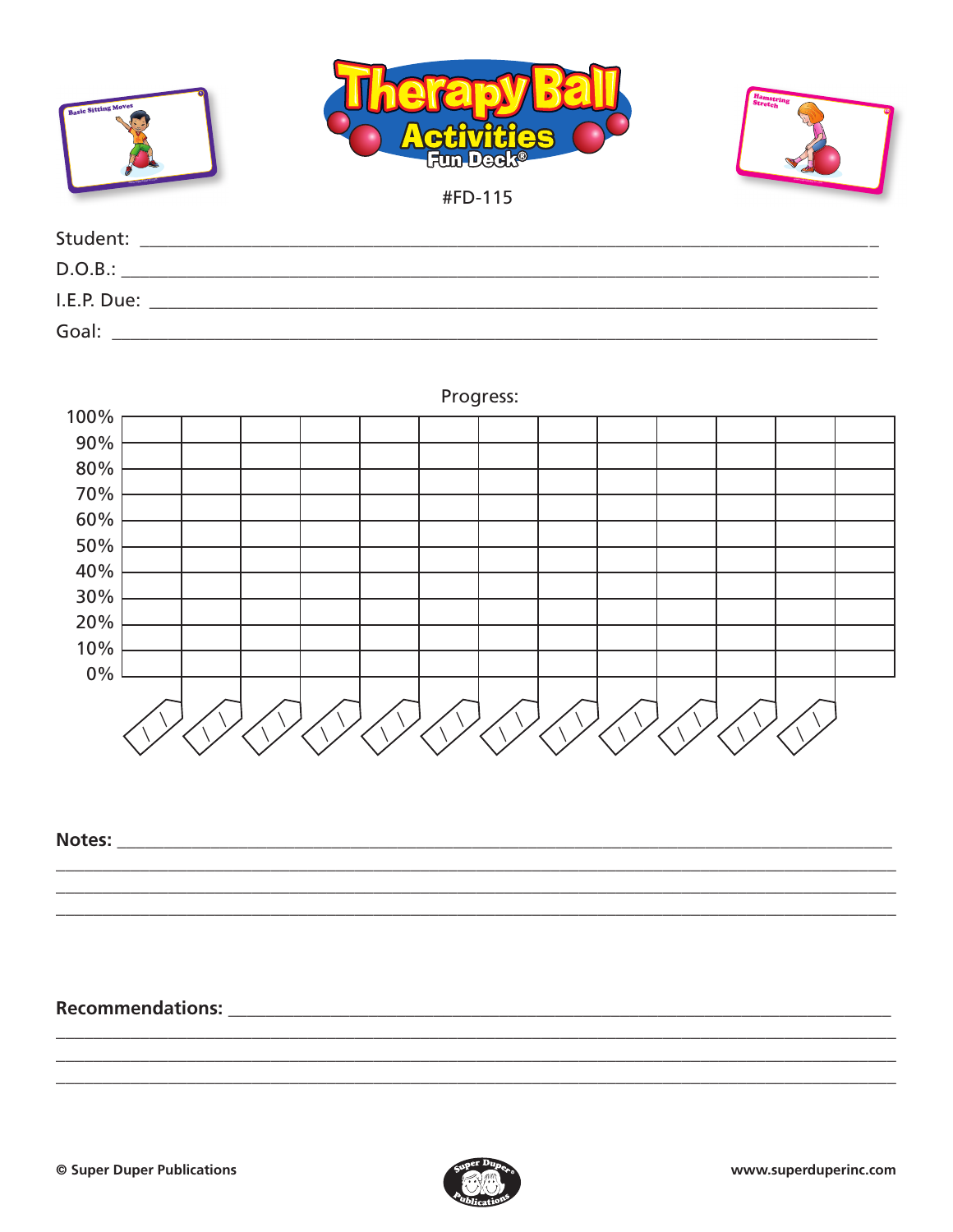# Therapy Ball Activities Fun Deck®

#FD-115

Student: ______________________________________________

D.O.B.: ______________________________________________

I.E.P. Due: ______________________________________________

Goal: ______________________________________________

Progress:

100%
90%
80%
70%
60%
50%
40%
30%
20%
10%
0%

__/__/__ __/__/__ __/__/__ __/__/__ __/__/__ __/__/__ __/__/__ __/__/__ __/__/__ __/__/__ __/__/__ __/__/__

**Notes:** ______________________________________________

______________________________________________

______________________________________________

______________________________________________

**Recommendations:** ______________________________________________

______________________________________________

______________________________________________

______________________________________________

© Super Duper Publications

www.superduperinc.com